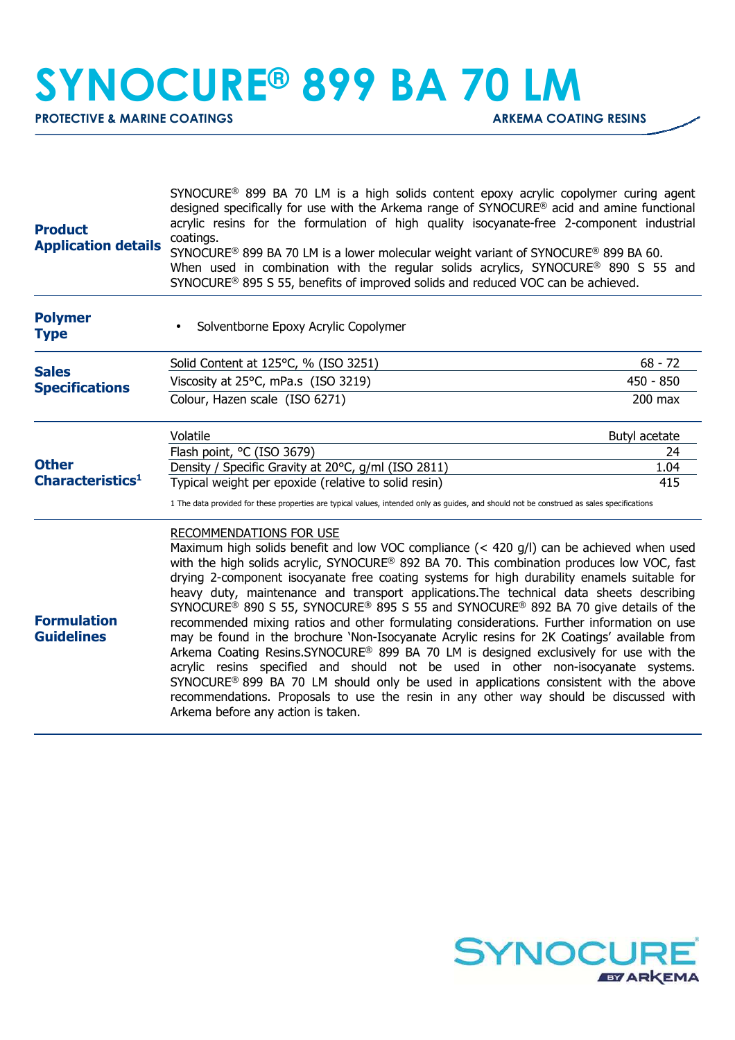# SYNOCURE® 899 BA 70 LM

**PROTECTIVE & MARINE COATINGS** **ARKEMA COATING RESINS**

## Product Application details

SYNOCURE® 899 BA 70 LM is a high solids content epoxy acrylic copolymer curing agent designed specifically for use with the Arkema range of SYNOCURE® acid and amine functional acrylic resins for the formulation of high quality isocyanate-free 2-component industrial coatings.
SYNOCURE® 899 BA 70 LM is a lower molecular weight variant of SYNOCURE® 899 BA 60.
When used in combination with the regular solids acrylics, SYNOCURE® 890 S 55 and SYNOCURE® 895 S 55, benefits of improved solids and reduced VOC can be achieved.

## Polymer Type

- Solventborne Epoxy Acrylic Copolymer

## Sales Specifications

| Property | Value |
|---|---|
| Solid Content at 125°C, % (ISO 3251) | 68 - 72 |
| Viscosity at 25°C, mPa.s (ISO 3219) | 450 - 850 |
| Colour, Hazen scale (ISO 6271) | 200 max |

## Other Characteristics[1]

| Property | Value |
|---|---|
| Volatile | Butyl acetate |
| Flash point, °C (ISO 3679) | 24 |
| Density / Specific Gravity at 20°C, g/ml (ISO 2811) | 1.04 |
| Typical weight per epoxide (relative to solid resin) | 415 |

1 The data provided for these properties are typical values, intended only as guides, and should not be construed as sales specifications

## Formulation Guidelines

RECOMMENDATIONS FOR USE

Maximum high solids benefit and low VOC compliance (< 420 g/l) can be achieved when used with the high solids acrylic, SYNOCURE® 892 BA 70. This combination produces low VOC, fast drying 2-component isocyanate free coating systems for high durability enamels suitable for heavy duty, maintenance and transport applications.The technical data sheets describing SYNOCURE® 890 S 55, SYNOCURE® 895 S 55 and SYNOCURE® 892 BA 70 give details of the recommended mixing ratios and other formulating considerations. Further information on use may be found in the brochure 'Non-Isocyanate Acrylic resins for 2K Coatings' available from Arkema Coating Resins.SYNOCURE® 899 BA 70 LM is designed exclusively for use with the acrylic resins specified and should not be used in other non-isocyanate systems. SYNOCURE® 899 BA 70 LM should only be used in applications consistent with the above recommendations. Proposals to use the resin in any other way should be discussed with Arkema before any action is taken.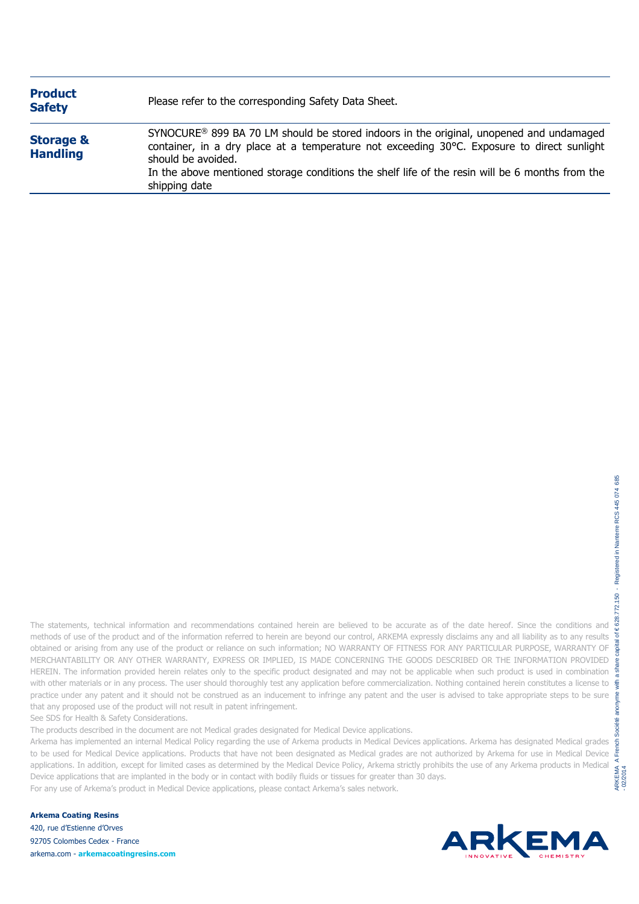| | |
|---|---|
| **Product Safety** | Please refer to the corresponding Safety Data Sheet. |
| **Storage & Handling** | SYNOCURE® 899 BA 70 LM should be stored indoors in the original, unopened and undamaged container, in a dry place at a temperature not exceeding 30°C. Exposure to direct sunlight should be avoided.<br>In the above mentioned storage conditions the shelf life of the resin will be 6 months from the shipping date |

The statements, technical information and recommendations contained herein are believed to be accurate as of the date hereof. Since the conditions and methods of use of the product and of the information referred to herein are beyond our control, ARKEMA expressly disclaims any and all liability as to any results obtained or arising from any use of the product or reliance on such information; NO WARRANTY OF FITNESS FOR ANY PARTICULAR PURPOSE, WARRANTY OF MERCHANTABILITY OR ANY OTHER WARRANTY, EXPRESS OR IMPLIED, IS MADE CONCERNING THE GOODS DESCRIBED OR THE INFORMATION PROVIDED HEREIN. The information provided herein relates only to the specific product designated and may not be applicable when such product is used in combination with other materials or in any process. The user should thoroughly test any application before commercialization. Nothing contained herein constitutes a license to practice under any patent and it should not be construed as an inducement to infringe any patent and the user is advised to take appropriate steps to be sure that any proposed use of the product will not result in patent infringement.
See SDS for Health & Safety Considerations.

The products described in the document are not Medical grades designated for Medical Device applications.

Arkema has implemented an internal Medical Policy regarding the use of Arkema products in Medical Devices applications. Arkema has designated Medical grades to be used for Medical Device applications. Products that have not been designated as Medical grades are not authorized by Arkema for use in Medical Device applications. In addition, except for limited cases as determined by the Medical Device Policy, Arkema strictly prohibits the use of any Arkema products in Medical Device applications that are implanted in the body or in contact with bodily fluids or tissues for greater than 30 days.
For any use of Arkema's product in Medical Device applications, please contact Arkema's sales network.

ARKEMA A French Société anonyme with a share capital of € 628.772.150 - Registered in Nanterre RCS 445 074 685 - 02/2014

**Arkema Coating Resins**
420, rue d'Estienne d'Orves
92705 Colombes Cedex - France
arkema.com - **arkemacoatingresins.com**

ARKEMA
INNOVATIVE CHEMISTRY